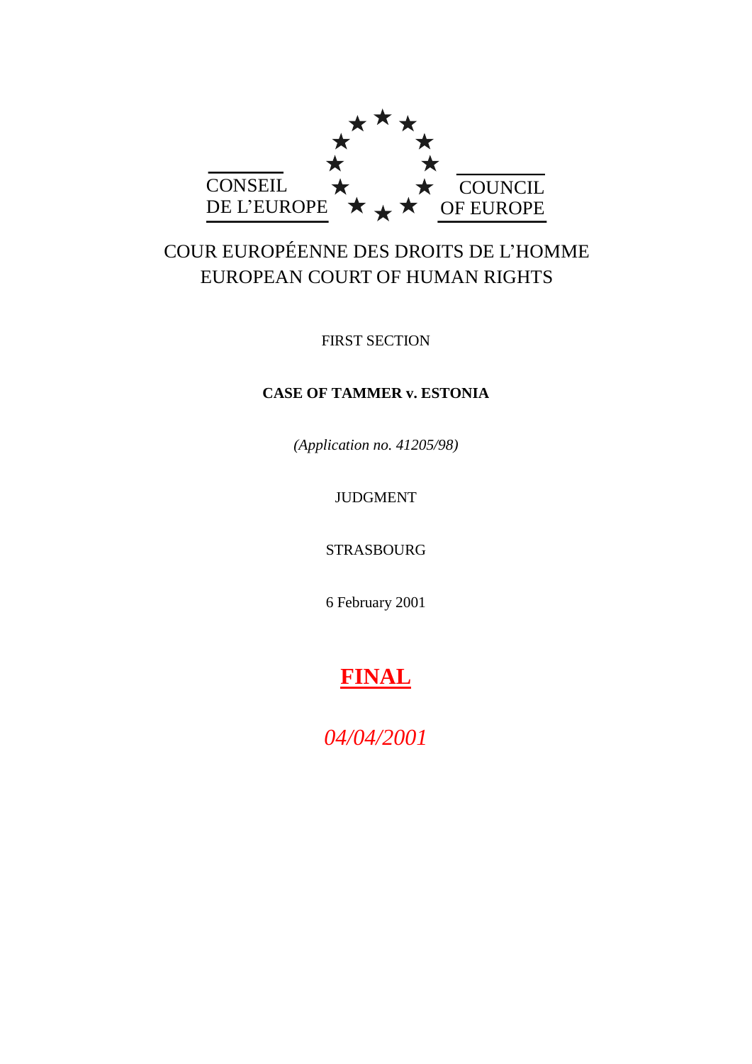CONSEIL DE L'EUROPE — COUNCIL OF EUROPE

COUR EUROPÉENNE DES DROITS DE L'HOMME
EUROPEAN COURT OF HUMAN RIGHTS

FIRST SECTION

**CASE OF TAMMER v. ESTONIA**

*(Application no. 41205/98)*

JUDGMENT

STRASBOURG

6 February 2001

**FINAL**

*04/04/2001*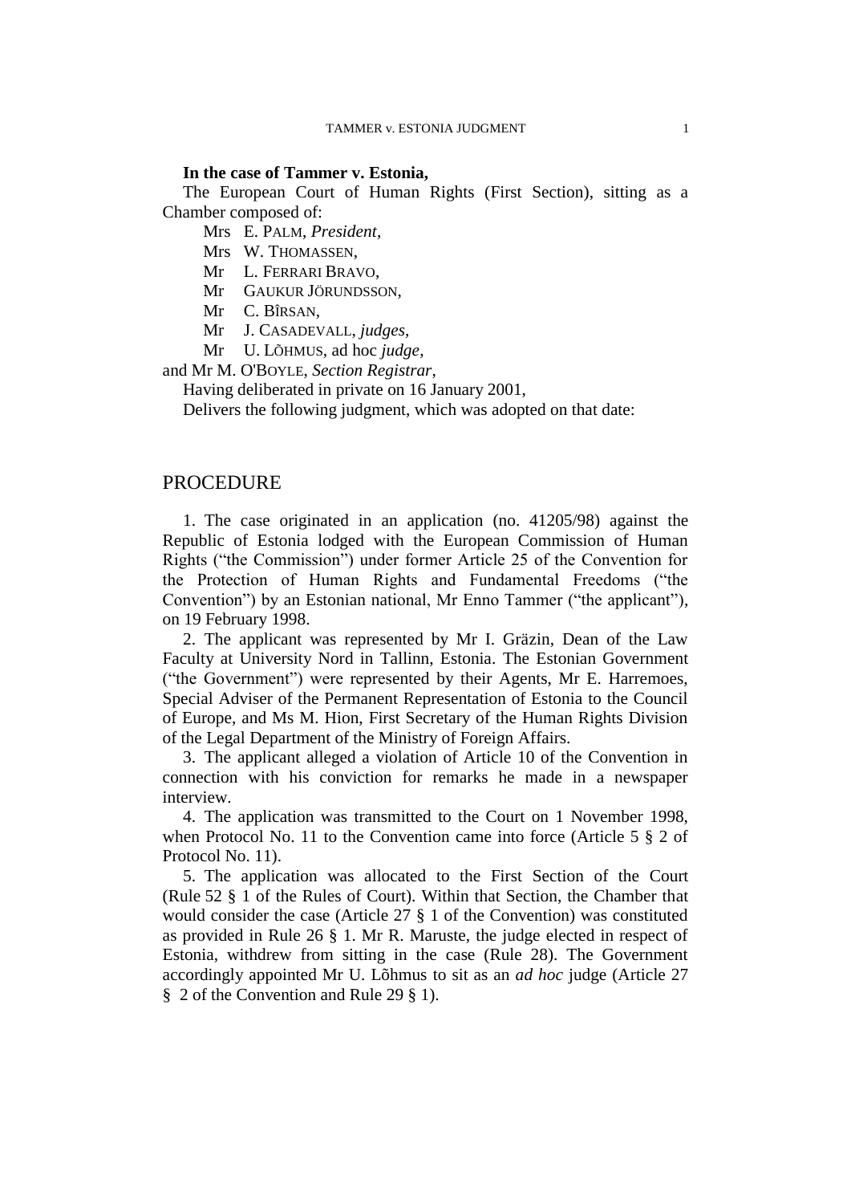**In the case of Tammer v. Estonia,**

The European Court of Human Rights (First Section), sitting as a Chamber composed of:

Mrs E. PALM, *President*,
Mrs W. THOMASSEN,
Mr L. FERRARI BRAVO,
Mr GAUKUR JÖRUNDSSON,
Mr C. BÎRSAN,
Mr J. CASADEVALL, *judges*,
Mr U. LÕHMUS, ad hoc *judge*,

and Mr M. O'BOYLE, *Section Registrar*,

Having deliberated in private on 16 January 2001,

Delivers the following judgment, which was adopted on that date:

## PROCEDURE

1. The case originated in an application (no. 41205/98) against the Republic of Estonia lodged with the European Commission of Human Rights ("the Commission") under former Article 25 of the Convention for the Protection of Human Rights and Fundamental Freedoms ("the Convention") by an Estonian national, Mr Enno Tammer ("the applicant"), on 19 February 1998.

2. The applicant was represented by Mr I. Gräzin, Dean of the Law Faculty at University Nord in Tallinn, Estonia. The Estonian Government ("the Government") were represented by their Agents, Mr E. Harremoes, Special Adviser of the Permanent Representation of Estonia to the Council of Europe, and Ms M. Hion, First Secretary of the Human Rights Division of the Legal Department of the Ministry of Foreign Affairs.

3. The applicant alleged a violation of Article 10 of the Convention in connection with his conviction for remarks he made in a newspaper interview.

4. The application was transmitted to the Court on 1 November 1998, when Protocol No. 11 to the Convention came into force (Article 5 § 2 of Protocol No. 11).

5. The application was allocated to the First Section of the Court (Rule 52 § 1 of the Rules of Court). Within that Section, the Chamber that would consider the case (Article 27 § 1 of the Convention) was constituted as provided in Rule 26 § 1. Mr R. Maruste, the judge elected in respect of Estonia, withdrew from sitting in the case (Rule 28). The Government accordingly appointed Mr U. Lõhmus to sit as an *ad hoc* judge (Article 27 § 2 of the Convention and Rule 29 § 1).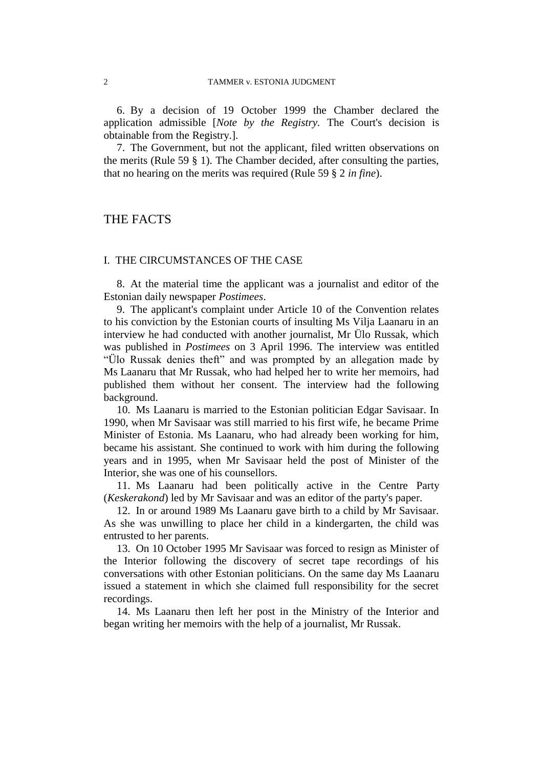6. By a decision of 19 October 1999 the Chamber declared the application admissible [*Note by the Registry.* The Court's decision is obtainable from the Registry.].

7. The Government, but not the applicant, filed written observations on the merits (Rule 59 § 1). The Chamber decided, after consulting the parties, that no hearing on the merits was required (Rule 59 § 2 *in fine*).

# THE FACTS

## I. THE CIRCUMSTANCES OF THE CASE

8. At the material time the applicant was a journalist and editor of the Estonian daily newspaper *Postimees*.

9. The applicant's complaint under Article 10 of the Convention relates to his conviction by the Estonian courts of insulting Ms Vilja Laanaru in an interview he had conducted with another journalist, Mr Ülo Russak, which was published in *Postimees* on 3 April 1996. The interview was entitled "Ülo Russak denies theft" and was prompted by an allegation made by Ms Laanaru that Mr Russak, who had helped her to write her memoirs, had published them without her consent. The interview had the following background.

10. Ms Laanaru is married to the Estonian politician Edgar Savisaar. In 1990, when Mr Savisaar was still married to his first wife, he became Prime Minister of Estonia. Ms Laanaru, who had already been working for him, became his assistant. She continued to work with him during the following years and in 1995, when Mr Savisaar held the post of Minister of the Interior, she was one of his counsellors.

11. Ms Laanaru had been politically active in the Centre Party (*Keskerakond*) led by Mr Savisaar and was an editor of the party's paper.

12. In or around 1989 Ms Laanaru gave birth to a child by Mr Savisaar. As she was unwilling to place her child in a kindergarten, the child was entrusted to her parents.

13. On 10 October 1995 Mr Savisaar was forced to resign as Minister of the Interior following the discovery of secret tape recordings of his conversations with other Estonian politicians. On the same day Ms Laanaru issued a statement in which she claimed full responsibility for the secret recordings.

14. Ms Laanaru then left her post in the Ministry of the Interior and began writing her memoirs with the help of a journalist, Mr Russak.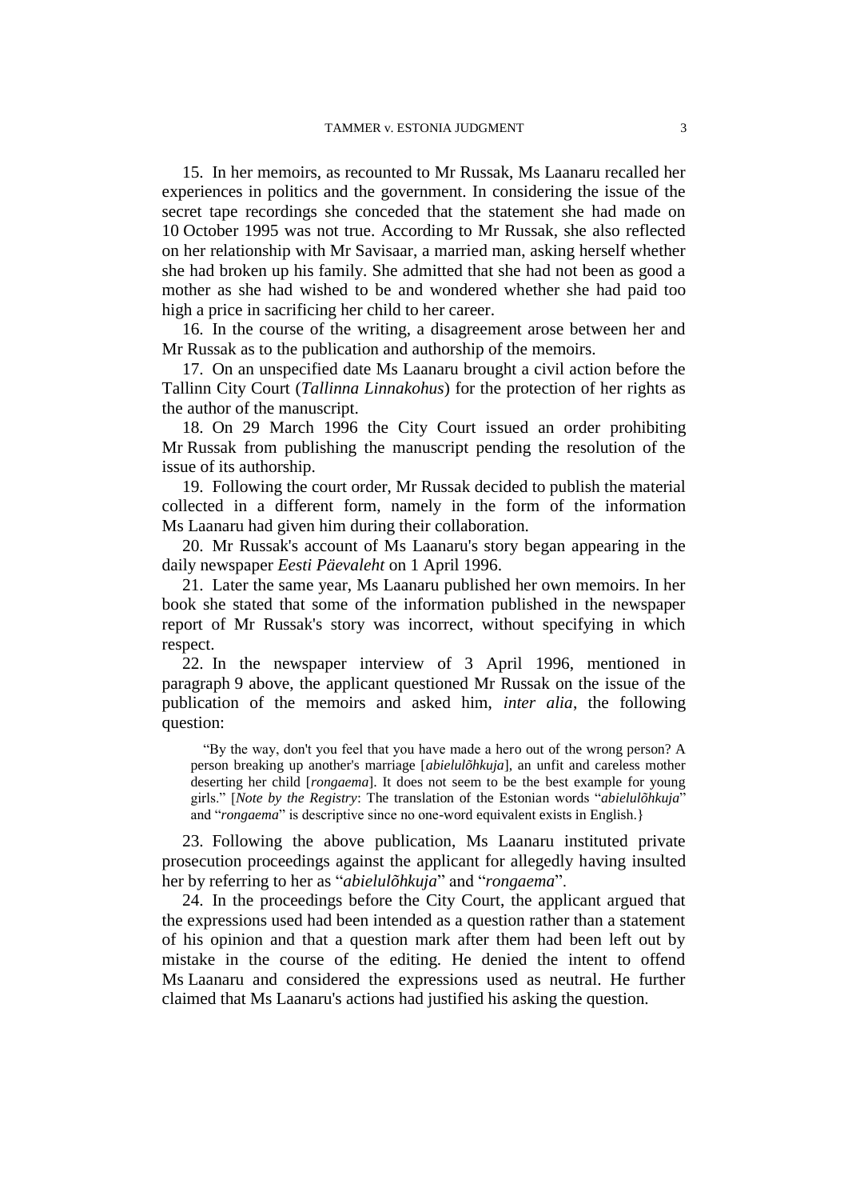15. In her memoirs, as recounted to Mr Russak, Ms Laanaru recalled her experiences in politics and the government. In considering the issue of the secret tape recordings she conceded that the statement she had made on 10 October 1995 was not true. According to Mr Russak, she also reflected on her relationship with Mr Savisaar, a married man, asking herself whether she had broken up his family. She admitted that she had not been as good a mother as she had wished to be and wondered whether she had paid too high a price in sacrificing her child to her career.

16. In the course of the writing, a disagreement arose between her and Mr Russak as to the publication and authorship of the memoirs.

17. On an unspecified date Ms Laanaru brought a civil action before the Tallinn City Court (*Tallinna Linnakohus*) for the protection of her rights as the author of the manuscript.

18. On 29 March 1996 the City Court issued an order prohibiting Mr Russak from publishing the manuscript pending the resolution of the issue of its authorship.

19. Following the court order, Mr Russak decided to publish the material collected in a different form, namely in the form of the information Ms Laanaru had given him during their collaboration.

20. Mr Russak's account of Ms Laanaru's story began appearing in the daily newspaper *Eesti Päevaleht* on 1 April 1996.

21. Later the same year, Ms Laanaru published her own memoirs. In her book she stated that some of the information published in the newspaper report of Mr Russak's story was incorrect, without specifying in which respect.

22. In the newspaper interview of 3 April 1996, mentioned in paragraph 9 above, the applicant questioned Mr Russak on the issue of the publication of the memoirs and asked him, *inter alia*, the following question:

> "By the way, don't you feel that you have made a hero out of the wrong person? A person breaking up another's marriage [*abielulõhkuja*], an unfit and careless mother deserting her child [*rongaema*]. It does not seem to be the best example for young girls." [*Note by the Registry*: The translation of the Estonian words "*abielulõhkuja*" and "*rongaema*" is descriptive since no one-word equivalent exists in English.}

23. Following the above publication, Ms Laanaru instituted private prosecution proceedings against the applicant for allegedly having insulted her by referring to her as "*abielulõhkuja*" and "*rongaema*".

24. In the proceedings before the City Court, the applicant argued that the expressions used had been intended as a question rather than a statement of his opinion and that a question mark after them had been left out by mistake in the course of the editing. He denied the intent to offend Ms Laanaru and considered the expressions used as neutral. He further claimed that Ms Laanaru's actions had justified his asking the question.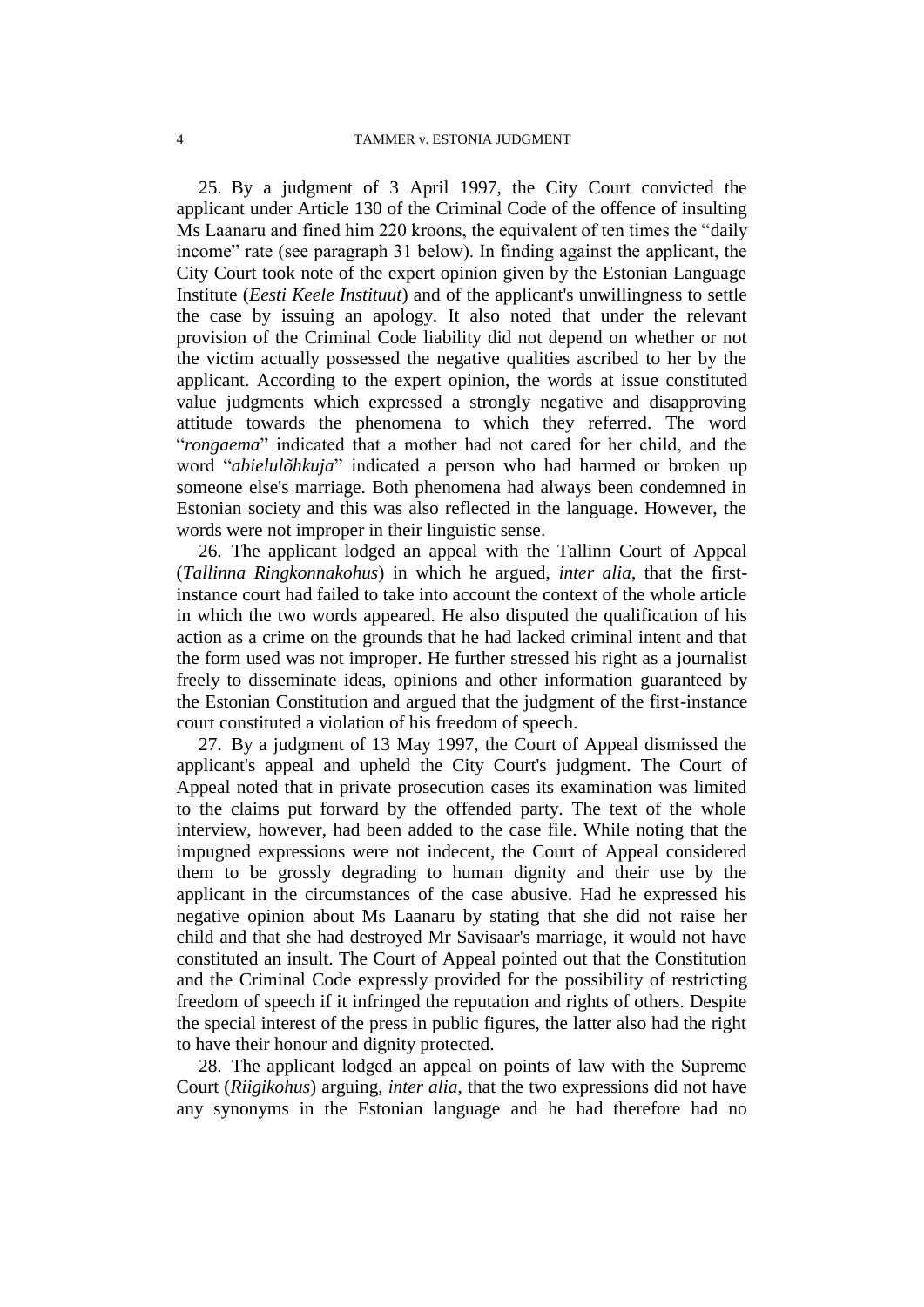25. By a judgment of 3 April 1997, the City Court convicted the applicant under Article 130 of the Criminal Code of the offence of insulting Ms Laanaru and fined him 220 kroons, the equivalent of ten times the "daily income" rate (see paragraph 31 below). In finding against the applicant, the City Court took note of the expert opinion given by the Estonian Language Institute (*Eesti Keele Instituut*) and of the applicant's unwillingness to settle the case by issuing an apology. It also noted that under the relevant provision of the Criminal Code liability did not depend on whether or not the victim actually possessed the negative qualities ascribed to her by the applicant. According to the expert opinion, the words at issue constituted value judgments which expressed a strongly negative and disapproving attitude towards the phenomena to which they referred. The word "*rongaema*" indicated that a mother had not cared for her child, and the word "*abielulõhkuja*" indicated a person who had harmed or broken up someone else's marriage. Both phenomena had always been condemned in Estonian society and this was also reflected in the language. However, the words were not improper in their linguistic sense.

26. The applicant lodged an appeal with the Tallinn Court of Appeal (*Tallinna Ringkonnakohus*) in which he argued, *inter alia*, that the first-instance court had failed to take into account the context of the whole article in which the two words appeared. He also disputed the qualification of his action as a crime on the grounds that he had lacked criminal intent and that the form used was not improper. He further stressed his right as a journalist freely to disseminate ideas, opinions and other information guaranteed by the Estonian Constitution and argued that the judgment of the first-instance court constituted a violation of his freedom of speech.

27. By a judgment of 13 May 1997, the Court of Appeal dismissed the applicant's appeal and upheld the City Court's judgment. The Court of Appeal noted that in private prosecution cases its examination was limited to the claims put forward by the offended party. The text of the whole interview, however, had been added to the case file. While noting that the impugned expressions were not indecent, the Court of Appeal considered them to be grossly degrading to human dignity and their use by the applicant in the circumstances of the case abusive. Had he expressed his negative opinion about Ms Laanaru by stating that she did not raise her child and that she had destroyed Mr Savisaar's marriage, it would not have constituted an insult. The Court of Appeal pointed out that the Constitution and the Criminal Code expressly provided for the possibility of restricting freedom of speech if it infringed the reputation and rights of others. Despite the special interest of the press in public figures, the latter also had the right to have their honour and dignity protected.

28. The applicant lodged an appeal on points of law with the Supreme Court (*Riigikohus*) arguing, *inter alia*, that the two expressions did not have any synonyms in the Estonian language and he had therefore had no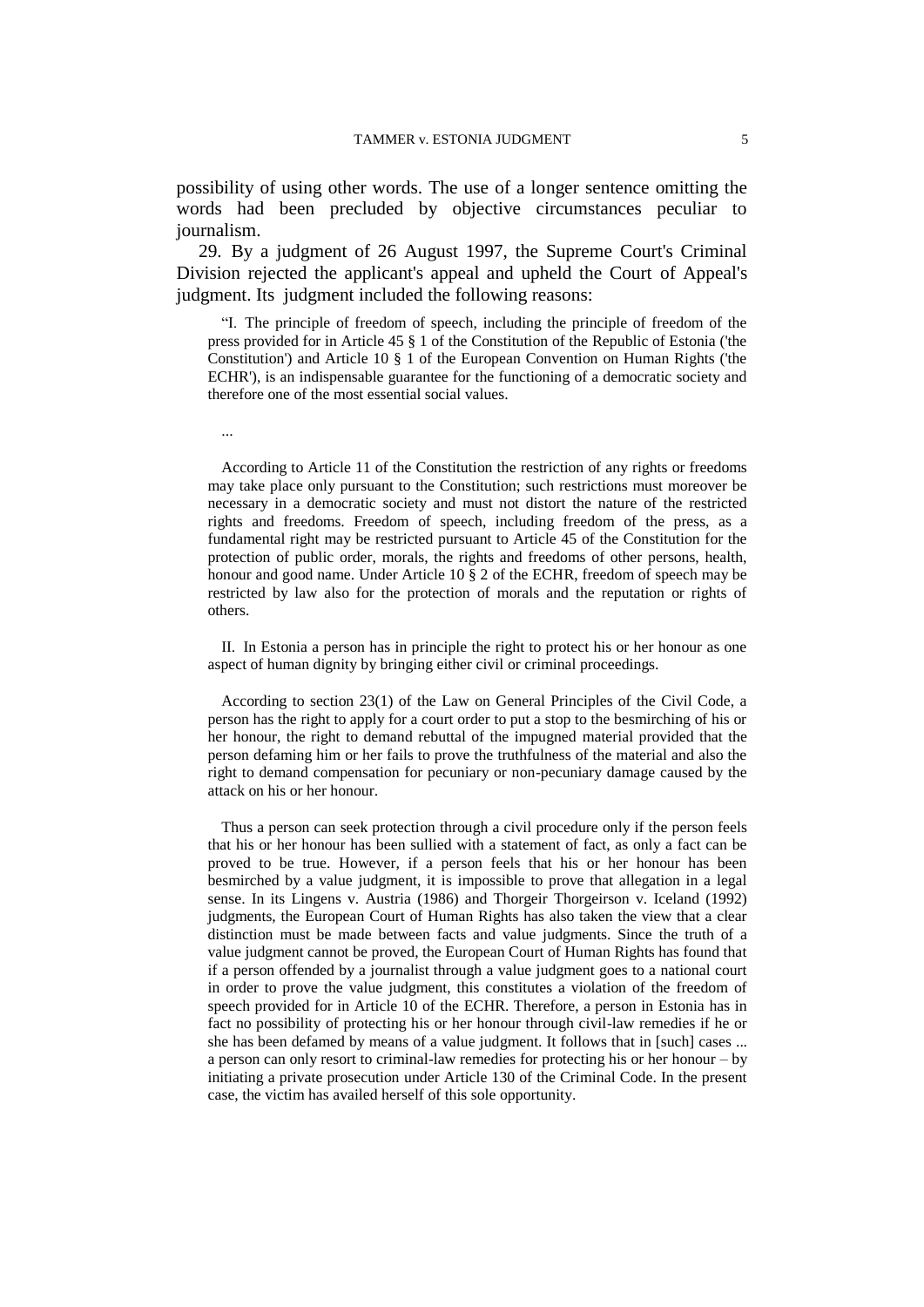possibility of using other words. The use of a longer sentence omitting the words had been precluded by objective circumstances peculiar to journalism.

29. By a judgment of 26 August 1997, the Supreme Court's Criminal Division rejected the applicant's appeal and upheld the Court of Appeal's judgment. Its judgment included the following reasons:

> "I. The principle of freedom of speech, including the principle of freedom of the press provided for in Article 45 § 1 of the Constitution of the Republic of Estonia ('the Constitution') and Article 10 § 1 of the European Convention on Human Rights ('the ECHR'), is an indispensable guarantee for the functioning of a democratic society and therefore one of the most essential social values.
>
> ...
>
> According to Article 11 of the Constitution the restriction of any rights or freedoms may take place only pursuant to the Constitution; such restrictions must moreover be necessary in a democratic society and must not distort the nature of the restricted rights and freedoms. Freedom of speech, including freedom of the press, as a fundamental right may be restricted pursuant to Article 45 of the Constitution for the protection of public order, morals, the rights and freedoms of other persons, health, honour and good name. Under Article 10 § 2 of the ECHR, freedom of speech may be restricted by law also for the protection of morals and the reputation or rights of others.
>
> II. In Estonia a person has in principle the right to protect his or her honour as one aspect of human dignity by bringing either civil or criminal proceedings.
>
> According to section 23(1) of the Law on General Principles of the Civil Code, a person has the right to apply for a court order to put a stop to the besmirching of his or her honour, the right to demand rebuttal of the impugned material provided that the person defaming him or her fails to prove the truthfulness of the material and also the right to demand compensation for pecuniary or non-pecuniary damage caused by the attack on his or her honour.
>
> Thus a person can seek protection through a civil procedure only if the person feels that his or her honour has been sullied with a statement of fact, as only a fact can be proved to be true. However, if a person feels that his or her honour has been besmirched by a value judgment, it is impossible to prove that allegation in a legal sense. In its Lingens v. Austria (1986) and Thorgeir Thorgeirson v. Iceland (1992) judgments, the European Court of Human Rights has also taken the view that a clear distinction must be made between facts and value judgments. Since the truth of a value judgment cannot be proved, the European Court of Human Rights has found that if a person offended by a journalist through a value judgment goes to a national court in order to prove the value judgment, this constitutes a violation of the freedom of speech provided for in Article 10 of the ECHR. Therefore, a person in Estonia has in fact no possibility of protecting his or her honour through civil-law remedies if he or she has been defamed by means of a value judgment. It follows that in [such] cases ... a person can only resort to criminal-law remedies for protecting his or her honour – by initiating a private prosecution under Article 130 of the Criminal Code. In the present case, the victim has availed herself of this sole opportunity.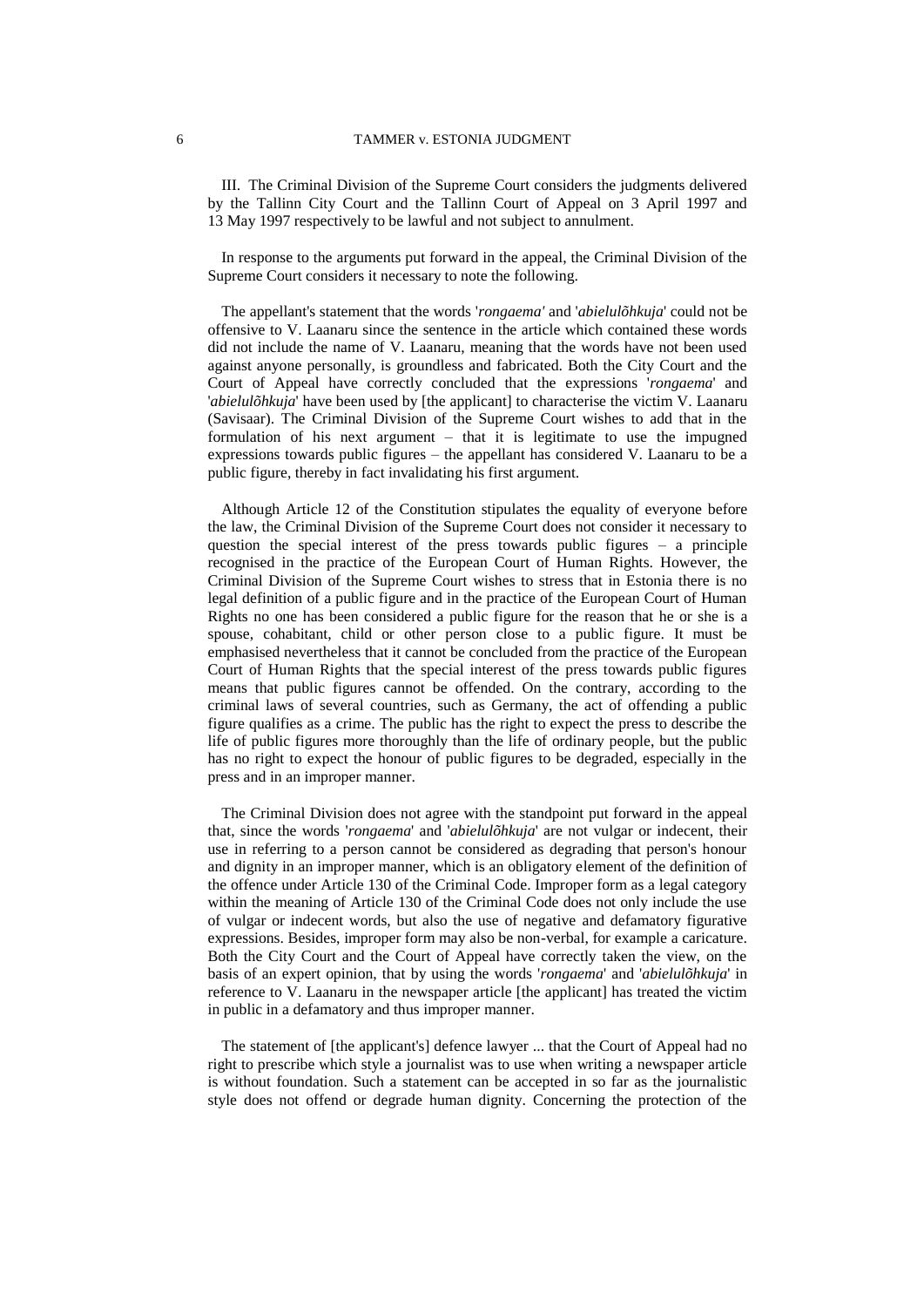III. The Criminal Division of the Supreme Court considers the judgments delivered by the Tallinn City Court and the Tallinn Court of Appeal on 3 April 1997 and 13 May 1997 respectively to be lawful and not subject to annulment.

In response to the arguments put forward in the appeal, the Criminal Division of the Supreme Court considers it necessary to note the following.

The appellant's statement that the words '*rongaema'* and '*abielulõhkuja*' could not be offensive to V. Laanaru since the sentence in the article which contained these words did not include the name of V. Laanaru, meaning that the words have not been used against anyone personally, is groundless and fabricated. Both the City Court and the Court of Appeal have correctly concluded that the expressions '*rongaema*' and '*abielulõhkuja*' have been used by [the applicant] to characterise the victim V. Laanaru (Savisaar). The Criminal Division of the Supreme Court wishes to add that in the formulation of his next argument – that it is legitimate to use the impugned expressions towards public figures – the appellant has considered V. Laanaru to be a public figure, thereby in fact invalidating his first argument.

Although Article 12 of the Constitution stipulates the equality of everyone before the law, the Criminal Division of the Supreme Court does not consider it necessary to question the special interest of the press towards public figures – a principle recognised in the practice of the European Court of Human Rights. However, the Criminal Division of the Supreme Court wishes to stress that in Estonia there is no legal definition of a public figure and in the practice of the European Court of Human Rights no one has been considered a public figure for the reason that he or she is a spouse, cohabitant, child or other person close to a public figure. It must be emphasised nevertheless that it cannot be concluded from the practice of the European Court of Human Rights that the special interest of the press towards public figures means that public figures cannot be offended. On the contrary, according to the criminal laws of several countries, such as Germany, the act of offending a public figure qualifies as a crime. The public has the right to expect the press to describe the life of public figures more thoroughly than the life of ordinary people, but the public has no right to expect the honour of public figures to be degraded, especially in the press and in an improper manner.

The Criminal Division does not agree with the standpoint put forward in the appeal that, since the words '*rongaema*' and '*abielulõhkuja*' are not vulgar or indecent, their use in referring to a person cannot be considered as degrading that person's honour and dignity in an improper manner, which is an obligatory element of the definition of the offence under Article 130 of the Criminal Code. Improper form as a legal category within the meaning of Article 130 of the Criminal Code does not only include the use of vulgar or indecent words, but also the use of negative and defamatory figurative expressions. Besides, improper form may also be non-verbal, for example a caricature. Both the City Court and the Court of Appeal have correctly taken the view, on the basis of an expert opinion, that by using the words '*rongaema*' and '*abielulõhkuja*' in reference to V. Laanaru in the newspaper article [the applicant] has treated the victim in public in a defamatory and thus improper manner.

The statement of [the applicant's] defence lawyer ... that the Court of Appeal had no right to prescribe which style a journalist was to use when writing a newspaper article is without foundation. Such a statement can be accepted in so far as the journalistic style does not offend or degrade human dignity. Concerning the protection of the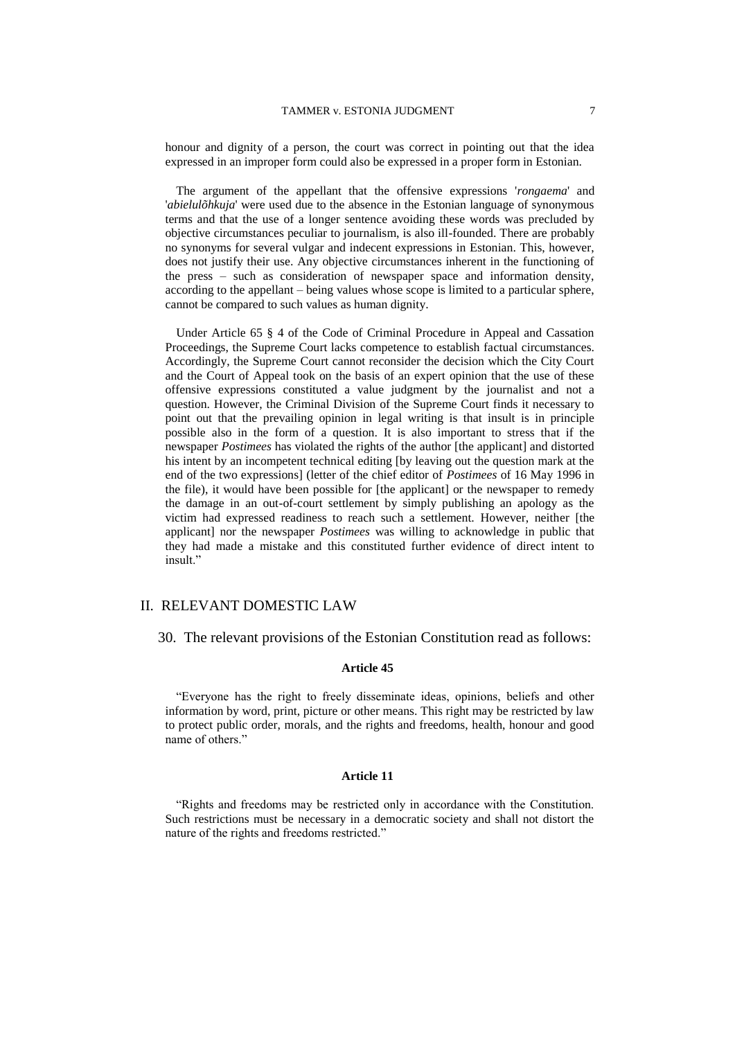honour and dignity of a person, the court was correct in pointing out that the idea expressed in an improper form could also be expressed in a proper form in Estonian.

The argument of the appellant that the offensive expressions '*rongaema*' and '*abielulõhkuja*' were used due to the absence in the Estonian language of synonymous terms and that the use of a longer sentence avoiding these words was precluded by objective circumstances peculiar to journalism, is also ill-founded. There are probably no synonyms for several vulgar and indecent expressions in Estonian. This, however, does not justify their use. Any objective circumstances inherent in the functioning of the press – such as consideration of newspaper space and information density, according to the appellant – being values whose scope is limited to a particular sphere, cannot be compared to such values as human dignity.

Under Article 65 § 4 of the Code of Criminal Procedure in Appeal and Cassation Proceedings, the Supreme Court lacks competence to establish factual circumstances. Accordingly, the Supreme Court cannot reconsider the decision which the City Court and the Court of Appeal took on the basis of an expert opinion that the use of these offensive expressions constituted a value judgment by the journalist and not a question. However, the Criminal Division of the Supreme Court finds it necessary to point out that the prevailing opinion in legal writing is that insult is in principle possible also in the form of a question. It is also important to stress that if the newspaper *Postimees* has violated the rights of the author [the applicant] and distorted his intent by an incompetent technical editing [by leaving out the question mark at the end of the two expressions] (letter of the chief editor of *Postimees* of 16 May 1996 in the file), it would have been possible for [the applicant] or the newspaper to remedy the damage in an out-of-court settlement by simply publishing an apology as the victim had expressed readiness to reach such a settlement. However, neither [the applicant] nor the newspaper *Postimees* was willing to acknowledge in public that they had made a mistake and this constituted further evidence of direct intent to insult."

## II. RELEVANT DOMESTIC LAW

30. The relevant provisions of the Estonian Constitution read as follows:

**Article 45**

"Everyone has the right to freely disseminate ideas, opinions, beliefs and other information by word, print, picture or other means. This right may be restricted by law to protect public order, morals, and the rights and freedoms, health, honour and good name of others."

**Article 11**

"Rights and freedoms may be restricted only in accordance with the Constitution. Such restrictions must be necessary in a democratic society and shall not distort the nature of the rights and freedoms restricted."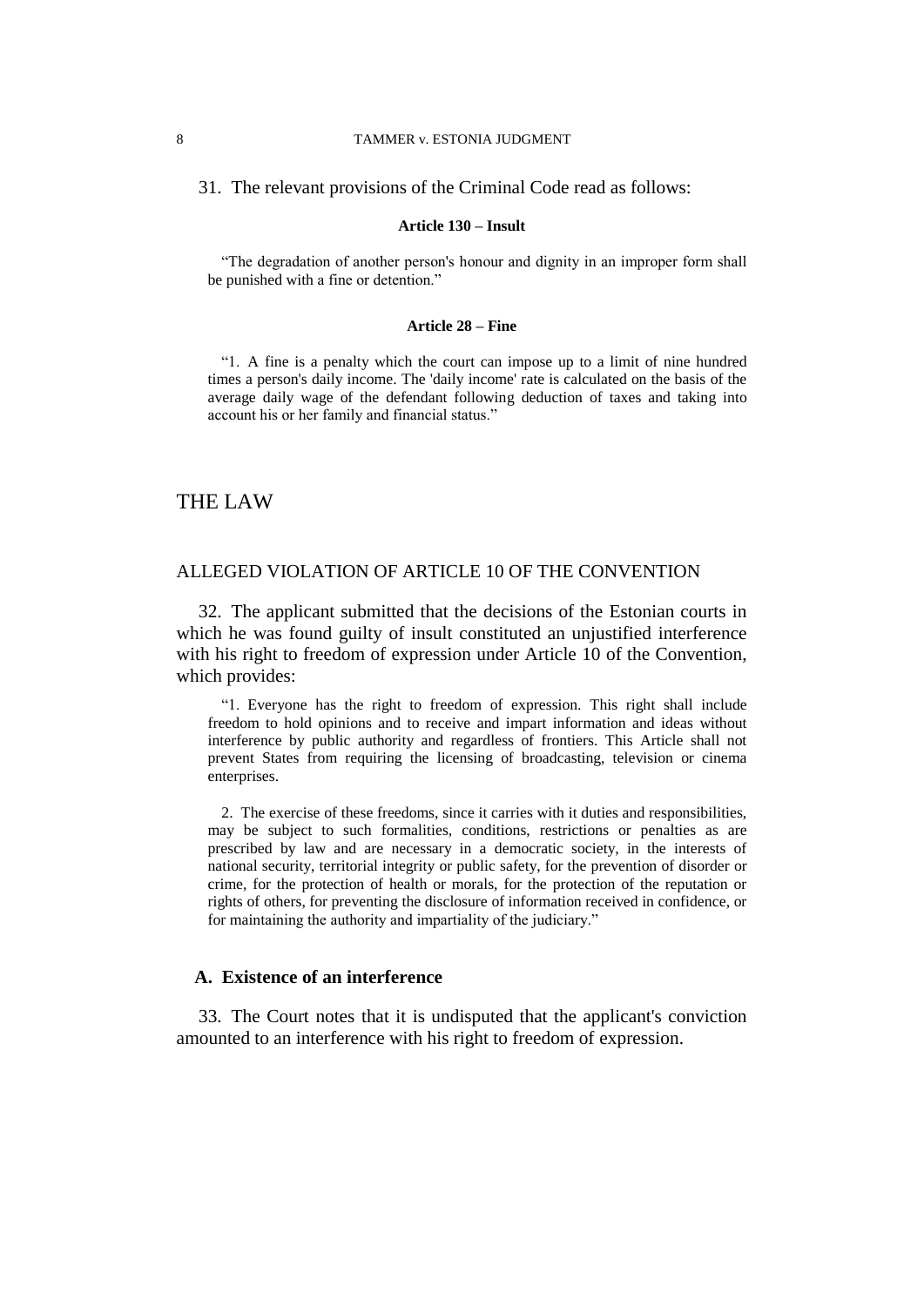31. The relevant provisions of the Criminal Code read as follows:

**Article 130 – Insult**

"The degradation of another person's honour and dignity in an improper form shall be punished with a fine or detention."

**Article 28 – Fine**

"1. A fine is a penalty which the court can impose up to a limit of nine hundred times a person's daily income. The 'daily income' rate is calculated on the basis of the average daily wage of the defendant following deduction of taxes and taking into account his or her family and financial status."

# THE LAW

## ALLEGED VIOLATION OF ARTICLE 10 OF THE CONVENTION

32. The applicant submitted that the decisions of the Estonian courts in which he was found guilty of insult constituted an unjustified interference with his right to freedom of expression under Article 10 of the Convention, which provides:

"1. Everyone has the right to freedom of expression. This right shall include freedom to hold opinions and to receive and impart information and ideas without interference by public authority and regardless of frontiers. This Article shall not prevent States from requiring the licensing of broadcasting, television or cinema enterprises.

2. The exercise of these freedoms, since it carries with it duties and responsibilities, may be subject to such formalities, conditions, restrictions or penalties as are prescribed by law and are necessary in a democratic society, in the interests of national security, territorial integrity or public safety, for the prevention of disorder or crime, for the protection of health or morals, for the protection of the reputation or rights of others, for preventing the disclosure of information received in confidence, or for maintaining the authority and impartiality of the judiciary."

### A. Existence of an interference

33. The Court notes that it is undisputed that the applicant's conviction amounted to an interference with his right to freedom of expression.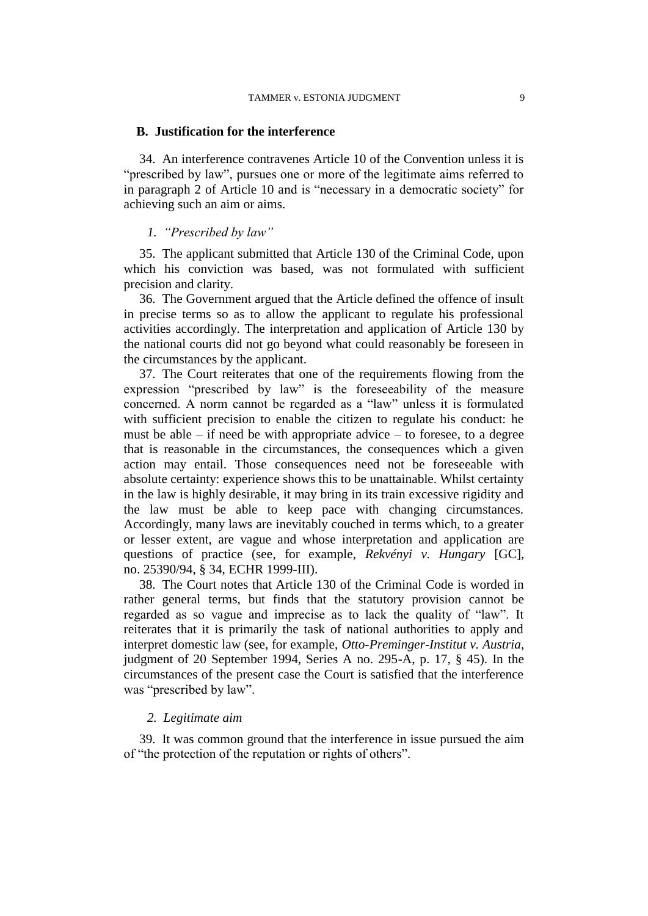## B. Justification for the interference

34. An interference contravenes Article 10 of the Convention unless it is "prescribed by law", pursues one or more of the legitimate aims referred to in paragraph 2 of Article 10 and is "necessary in a democratic society" for achieving such an aim or aims.

### 1. *"Prescribed by law"*

35. The applicant submitted that Article 130 of the Criminal Code, upon which his conviction was based, was not formulated with sufficient precision and clarity.

36. The Government argued that the Article defined the offence of insult in precise terms so as to allow the applicant to regulate his professional activities accordingly. The interpretation and application of Article 130 by the national courts did not go beyond what could reasonably be foreseen in the circumstances by the applicant.

37. The Court reiterates that one of the requirements flowing from the expression "prescribed by law" is the foreseeability of the measure concerned. A norm cannot be regarded as a "law" unless it is formulated with sufficient precision to enable the citizen to regulate his conduct: he must be able – if need be with appropriate advice – to foresee, to a degree that is reasonable in the circumstances, the consequences which a given action may entail. Those consequences need not be foreseeable with absolute certainty: experience shows this to be unattainable. Whilst certainty in the law is highly desirable, it may bring in its train excessive rigidity and the law must be able to keep pace with changing circumstances. Accordingly, many laws are inevitably couched in terms which, to a greater or lesser extent, are vague and whose interpretation and application are questions of practice (see, for example, *Rekvényi v. Hungary* [GC], no. 25390/94, § 34, ECHR 1999-III).

38. The Court notes that Article 130 of the Criminal Code is worded in rather general terms, but finds that the statutory provision cannot be regarded as so vague and imprecise as to lack the quality of "law". It reiterates that it is primarily the task of national authorities to apply and interpret domestic law (see, for example, *Otto-Preminger-Institut v. Austria*, judgment of 20 September 1994, Series A no. 295-A, p. 17, § 45). In the circumstances of the present case the Court is satisfied that the interference was "prescribed by law".

### 2. *Legitimate aim*

39. It was common ground that the interference in issue pursued the aim of "the protection of the reputation or rights of others".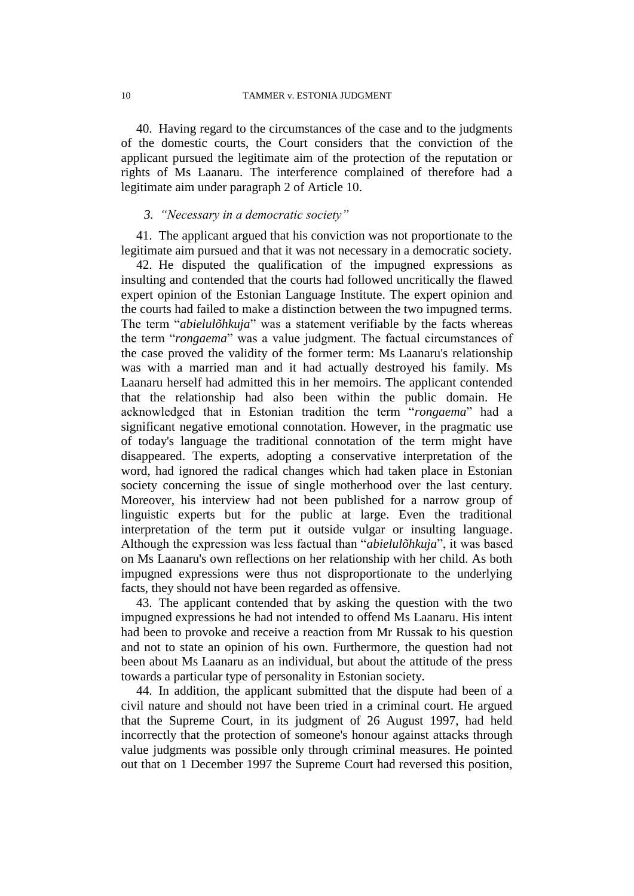40. Having regard to the circumstances of the case and to the judgments of the domestic courts, the Court considers that the conviction of the applicant pursued the legitimate aim of the protection of the reputation or rights of Ms Laanaru. The interference complained of therefore had a legitimate aim under paragraph 2 of Article 10.

### *3. "Necessary in a democratic society"*

41. The applicant argued that his conviction was not proportionate to the legitimate aim pursued and that it was not necessary in a democratic society.

42. He disputed the qualification of the impugned expressions as insulting and contended that the courts had followed uncritically the flawed expert opinion of the Estonian Language Institute. The expert opinion and the courts had failed to make a distinction between the two impugned terms. The term "*abielulõhkuja*" was a statement verifiable by the facts whereas the term "*rongaema*" was a value judgment. The factual circumstances of the case proved the validity of the former term: Ms Laanaru's relationship was with a married man and it had actually destroyed his family. Ms Laanaru herself had admitted this in her memoirs. The applicant contended that the relationship had also been within the public domain. He acknowledged that in Estonian tradition the term "*rongaema*" had a significant negative emotional connotation. However, in the pragmatic use of today's language the traditional connotation of the term might have disappeared. The experts, adopting a conservative interpretation of the word, had ignored the radical changes which had taken place in Estonian society concerning the issue of single motherhood over the last century. Moreover, his interview had not been published for a narrow group of linguistic experts but for the public at large. Even the traditional interpretation of the term put it outside vulgar or insulting language. Although the expression was less factual than "*abielulõhkuja*", it was based on Ms Laanaru's own reflections on her relationship with her child. As both impugned expressions were thus not disproportionate to the underlying facts, they should not have been regarded as offensive.

43. The applicant contended that by asking the question with the two impugned expressions he had not intended to offend Ms Laanaru. His intent had been to provoke and receive a reaction from Mr Russak to his question and not to state an opinion of his own. Furthermore, the question had not been about Ms Laanaru as an individual, but about the attitude of the press towards a particular type of personality in Estonian society.

44. In addition, the applicant submitted that the dispute had been of a civil nature and should not have been tried in a criminal court. He argued that the Supreme Court, in its judgment of 26 August 1997, had held incorrectly that the protection of someone's honour against attacks through value judgments was possible only through criminal measures. He pointed out that on 1 December 1997 the Supreme Court had reversed this position,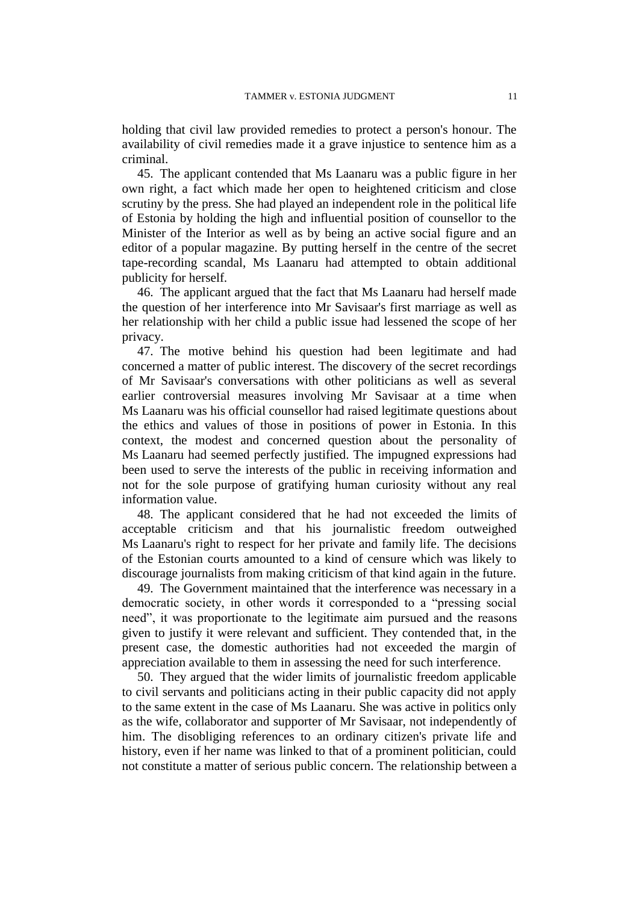holding that civil law provided remedies to protect a person's honour. The availability of civil remedies made it a grave injustice to sentence him as a criminal.

45. The applicant contended that Ms Laanaru was a public figure in her own right, a fact which made her open to heightened criticism and close scrutiny by the press. She had played an independent role in the political life of Estonia by holding the high and influential position of counsellor to the Minister of the Interior as well as by being an active social figure and an editor of a popular magazine. By putting herself in the centre of the secret tape-recording scandal, Ms Laanaru had attempted to obtain additional publicity for herself.

46. The applicant argued that the fact that Ms Laanaru had herself made the question of her interference into Mr Savisaar's first marriage as well as her relationship with her child a public issue had lessened the scope of her privacy.

47. The motive behind his question had been legitimate and had concerned a matter of public interest. The discovery of the secret recordings of Mr Savisaar's conversations with other politicians as well as several earlier controversial measures involving Mr Savisaar at a time when Ms Laanaru was his official counsellor had raised legitimate questions about the ethics and values of those in positions of power in Estonia. In this context, the modest and concerned question about the personality of Ms Laanaru had seemed perfectly justified. The impugned expressions had been used to serve the interests of the public in receiving information and not for the sole purpose of gratifying human curiosity without any real information value.

48. The applicant considered that he had not exceeded the limits of acceptable criticism and that his journalistic freedom outweighed Ms Laanaru's right to respect for her private and family life. The decisions of the Estonian courts amounted to a kind of censure which was likely to discourage journalists from making criticism of that kind again in the future.

49. The Government maintained that the interference was necessary in a democratic society, in other words it corresponded to a "pressing social need", it was proportionate to the legitimate aim pursued and the reasons given to justify it were relevant and sufficient. They contended that, in the present case, the domestic authorities had not exceeded the margin of appreciation available to them in assessing the need for such interference.

50. They argued that the wider limits of journalistic freedom applicable to civil servants and politicians acting in their public capacity did not apply to the same extent in the case of Ms Laanaru. She was active in politics only as the wife, collaborator and supporter of Mr Savisaar, not independently of him. The disobliging references to an ordinary citizen's private life and history, even if her name was linked to that of a prominent politician, could not constitute a matter of serious public concern. The relationship between a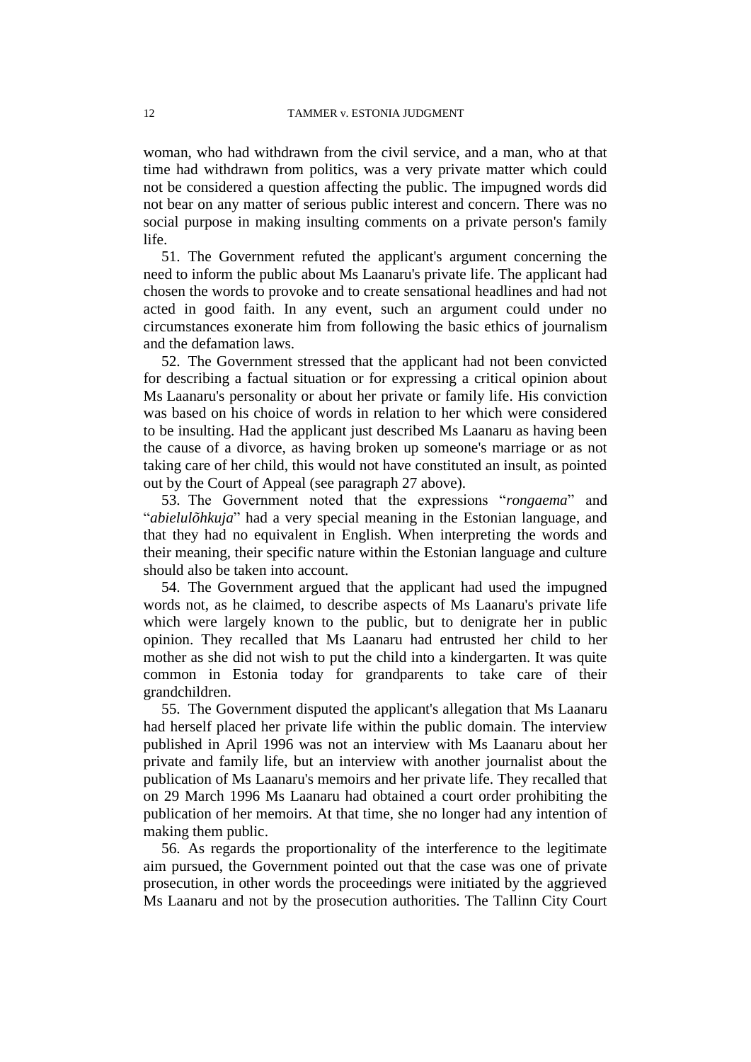woman, who had withdrawn from the civil service, and a man, who at that time had withdrawn from politics, was a very private matter which could not be considered a question affecting the public. The impugned words did not bear on any matter of serious public interest and concern. There was no social purpose in making insulting comments on a private person's family life.

51. The Government refuted the applicant's argument concerning the need to inform the public about Ms Laanaru's private life. The applicant had chosen the words to provoke and to create sensational headlines and had not acted in good faith. In any event, such an argument could under no circumstances exonerate him from following the basic ethics of journalism and the defamation laws.

52. The Government stressed that the applicant had not been convicted for describing a factual situation or for expressing a critical opinion about Ms Laanaru's personality or about her private or family life. His conviction was based on his choice of words in relation to her which were considered to be insulting. Had the applicant just described Ms Laanaru as having been the cause of a divorce, as having broken up someone's marriage or as not taking care of her child, this would not have constituted an insult, as pointed out by the Court of Appeal (see paragraph 27 above).

53. The Government noted that the expressions "*rongaema*" and "*abielulõhkuja*" had a very special meaning in the Estonian language, and that they had no equivalent in English. When interpreting the words and their meaning, their specific nature within the Estonian language and culture should also be taken into account.

54. The Government argued that the applicant had used the impugned words not, as he claimed, to describe aspects of Ms Laanaru's private life which were largely known to the public, but to denigrate her in public opinion. They recalled that Ms Laanaru had entrusted her child to her mother as she did not wish to put the child into a kindergarten. It was quite common in Estonia today for grandparents to take care of their grandchildren.

55. The Government disputed the applicant's allegation that Ms Laanaru had herself placed her private life within the public domain. The interview published in April 1996 was not an interview with Ms Laanaru about her private and family life, but an interview with another journalist about the publication of Ms Laanaru's memoirs and her private life. They recalled that on 29 March 1996 Ms Laanaru had obtained a court order prohibiting the publication of her memoirs. At that time, she no longer had any intention of making them public.

56. As regards the proportionality of the interference to the legitimate aim pursued, the Government pointed out that the case was one of private prosecution, in other words the proceedings were initiated by the aggrieved Ms Laanaru and not by the prosecution authorities. The Tallinn City Court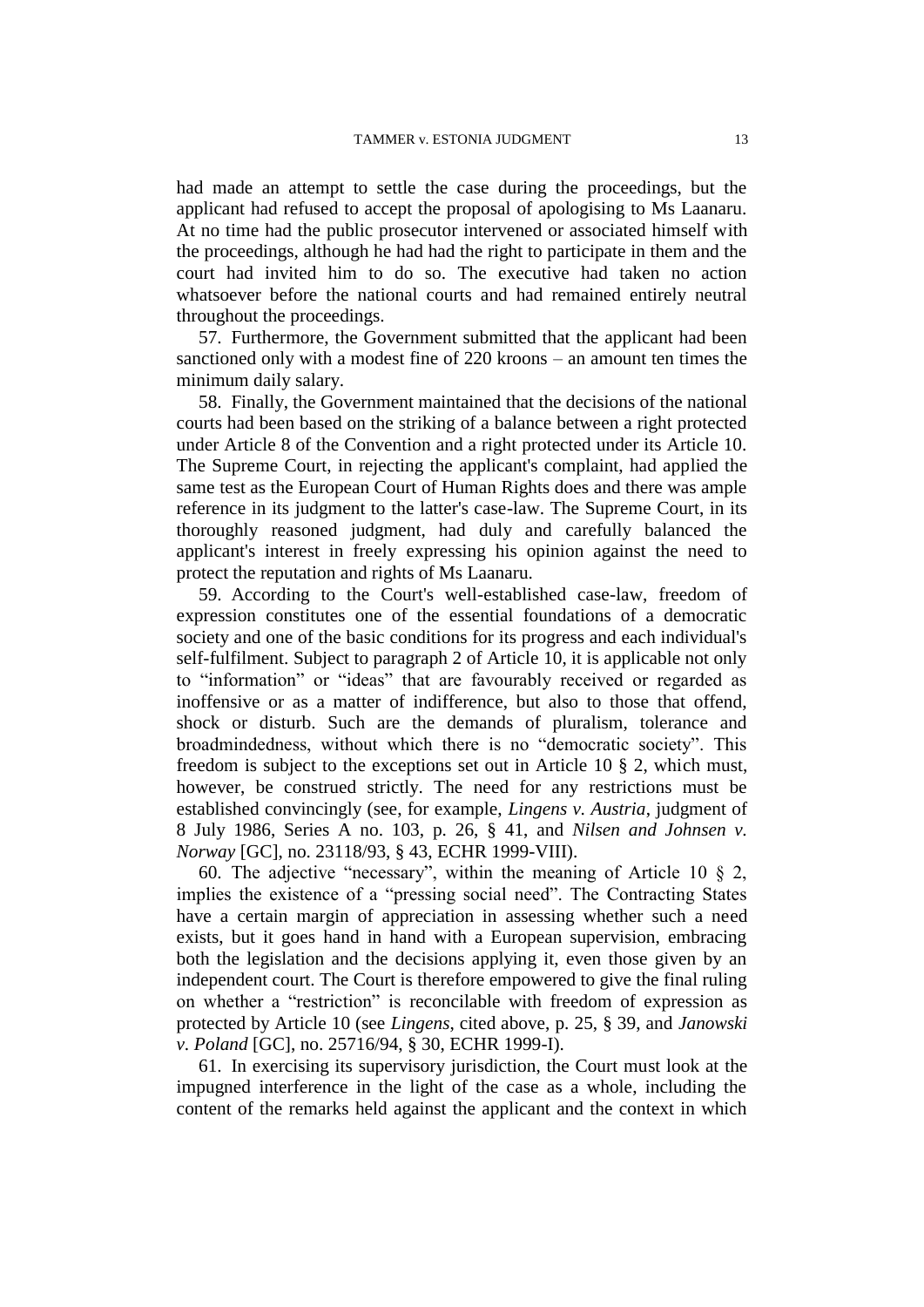had made an attempt to settle the case during the proceedings, but the applicant had refused to accept the proposal of apologising to Ms Laanaru. At no time had the public prosecutor intervened or associated himself with the proceedings, although he had had the right to participate in them and the court had invited him to do so. The executive had taken no action whatsoever before the national courts and had remained entirely neutral throughout the proceedings.

57. Furthermore, the Government submitted that the applicant had been sanctioned only with a modest fine of 220 kroons – an amount ten times the minimum daily salary.

58. Finally, the Government maintained that the decisions of the national courts had been based on the striking of a balance between a right protected under Article 8 of the Convention and a right protected under its Article 10. The Supreme Court, in rejecting the applicant's complaint, had applied the same test as the European Court of Human Rights does and there was ample reference in its judgment to the latter's case-law. The Supreme Court, in its thoroughly reasoned judgment, had duly and carefully balanced the applicant's interest in freely expressing his opinion against the need to protect the reputation and rights of Ms Laanaru.

59. According to the Court's well-established case-law, freedom of expression constitutes one of the essential foundations of a democratic society and one of the basic conditions for its progress and each individual's self-fulfilment. Subject to paragraph 2 of Article 10, it is applicable not only to "information" or "ideas" that are favourably received or regarded as inoffensive or as a matter of indifference, but also to those that offend, shock or disturb. Such are the demands of pluralism, tolerance and broadmindedness, without which there is no "democratic society". This freedom is subject to the exceptions set out in Article 10 § 2, which must, however, be construed strictly. The need for any restrictions must be established convincingly (see, for example, *Lingens v. Austria*, judgment of 8 July 1986, Series A no. 103, p. 26, § 41, and *Nilsen and Johnsen v. Norway* [GC], no. 23118/93, § 43, ECHR 1999-VIII).

60. The adjective "necessary", within the meaning of Article 10 § 2, implies the existence of a "pressing social need". The Contracting States have a certain margin of appreciation in assessing whether such a need exists, but it goes hand in hand with a European supervision, embracing both the legislation and the decisions applying it, even those given by an independent court. The Court is therefore empowered to give the final ruling on whether a "restriction" is reconcilable with freedom of expression as protected by Article 10 (see *Lingens*, cited above, p. 25, § 39, and *Janowski v. Poland* [GC], no. 25716/94, § 30, ECHR 1999-I).

61. In exercising its supervisory jurisdiction, the Court must look at the impugned interference in the light of the case as a whole, including the content of the remarks held against the applicant and the context in which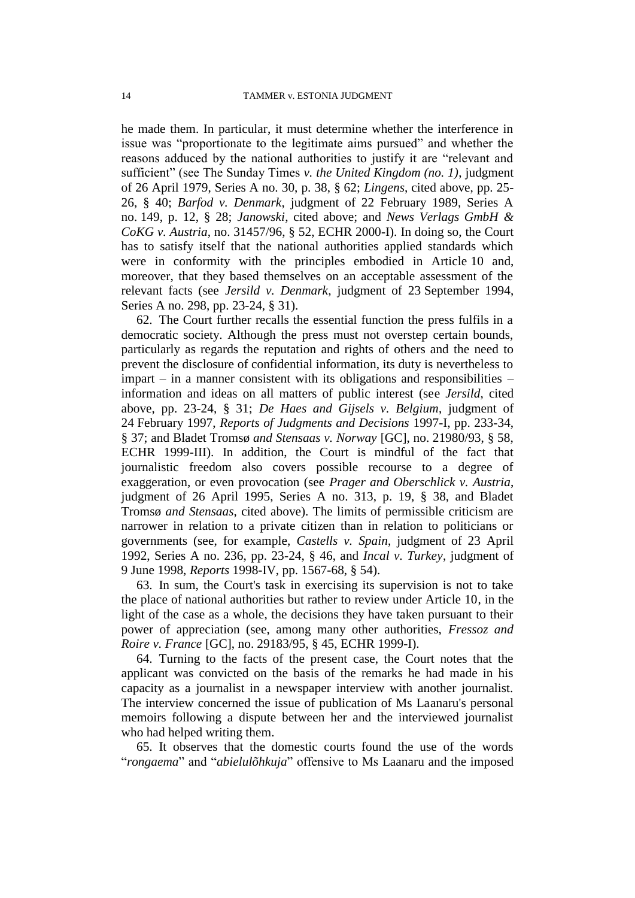he made them. In particular, it must determine whether the interference in issue was "proportionate to the legitimate aims pursued" and whether the reasons adduced by the national authorities to justify it are "relevant and sufficient" (see The Sunday Times *v. the United Kingdom (no. 1)*, judgment of 26 April 1979, Series A no. 30, p. 38, § 62; *Lingens*, cited above, pp. 25-26, § 40; *Barfod v. Denmark*, judgment of 22 February 1989, Series A no. 149, p. 12, § 28; *Janowski*, cited above; and *News Verlags GmbH & CoKG v. Austria*, no. 31457/96, § 52, ECHR 2000-I). In doing so, the Court has to satisfy itself that the national authorities applied standards which were in conformity with the principles embodied in Article 10 and, moreover, that they based themselves on an acceptable assessment of the relevant facts (see *Jersild v. Denmark*, judgment of 23 September 1994, Series A no. 298, pp. 23-24, § 31).

62. The Court further recalls the essential function the press fulfils in a democratic society. Although the press must not overstep certain bounds, particularly as regards the reputation and rights of others and the need to prevent the disclosure of confidential information, its duty is nevertheless to impart – in a manner consistent with its obligations and responsibilities – information and ideas on all matters of public interest (see *Jersild*, cited above, pp. 23-24, § 31; *De Haes and Gijsels v. Belgium*, judgment of 24 February 1997, *Reports of Judgments and Decisions* 1997-I, pp. 233-34, § 37; and Bladet Tromsø *and Stensaas v. Norway* [GC], no. 21980/93, § 58, ECHR 1999-III). In addition, the Court is mindful of the fact that journalistic freedom also covers possible recourse to a degree of exaggeration, or even provocation (see *Prager and Oberschlick v. Austria*, judgment of 26 April 1995, Series A no. 313, p. 19, § 38, and Bladet Tromsø *and Stensaas*, cited above). The limits of permissible criticism are narrower in relation to a private citizen than in relation to politicians or governments (see, for example, *Castells v. Spain*, judgment of 23 April 1992, Series A no. 236, pp. 23-24, § 46, and *Incal v. Turkey*, judgment of 9 June 1998, *Reports* 1998-IV, pp. 1567-68, § 54).

63. In sum, the Court's task in exercising its supervision is not to take the place of national authorities but rather to review under Article 10, in the light of the case as a whole, the decisions they have taken pursuant to their power of appreciation (see, among many other authorities, *Fressoz and Roire v. France* [GC], no. 29183/95, § 45, ECHR 1999-I).

64. Turning to the facts of the present case, the Court notes that the applicant was convicted on the basis of the remarks he had made in his capacity as a journalist in a newspaper interview with another journalist. The interview concerned the issue of publication of Ms Laanaru's personal memoirs following a dispute between her and the interviewed journalist who had helped writing them.

65. It observes that the domestic courts found the use of the words "*rongaema*" and "*abielulõhkuja*" offensive to Ms Laanaru and the imposed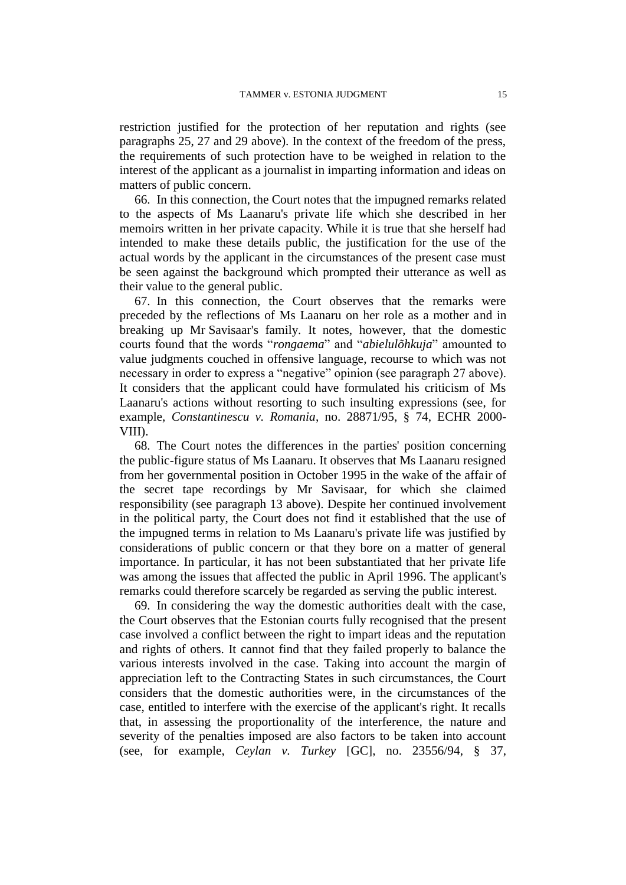restriction justified for the protection of her reputation and rights (see paragraphs 25, 27 and 29 above). In the context of the freedom of the press, the requirements of such protection have to be weighed in relation to the interest of the applicant as a journalist in imparting information and ideas on matters of public concern.

66. In this connection, the Court notes that the impugned remarks related to the aspects of Ms Laanaru's private life which she described in her memoirs written in her private capacity. While it is true that she herself had intended to make these details public, the justification for the use of the actual words by the applicant in the circumstances of the present case must be seen against the background which prompted their utterance as well as their value to the general public.

67. In this connection, the Court observes that the remarks were preceded by the reflections of Ms Laanaru on her role as a mother and in breaking up Mr Savisaar's family. It notes, however, that the domestic courts found that the words "*rongaema*" and "*abielulõhkuja*" amounted to value judgments couched in offensive language, recourse to which was not necessary in order to express a "negative" opinion (see paragraph 27 above). It considers that the applicant could have formulated his criticism of Ms Laanaru's actions without resorting to such insulting expressions (see, for example, *Constantinescu v. Romania*, no. 28871/95, § 74, ECHR 2000-VIII).

68. The Court notes the differences in the parties' position concerning the public-figure status of Ms Laanaru. It observes that Ms Laanaru resigned from her governmental position in October 1995 in the wake of the affair of the secret tape recordings by Mr Savisaar, for which she claimed responsibility (see paragraph 13 above). Despite her continued involvement in the political party, the Court does not find it established that the use of the impugned terms in relation to Ms Laanaru's private life was justified by considerations of public concern or that they bore on a matter of general importance. In particular, it has not been substantiated that her private life was among the issues that affected the public in April 1996. The applicant's remarks could therefore scarcely be regarded as serving the public interest.

69. In considering the way the domestic authorities dealt with the case, the Court observes that the Estonian courts fully recognised that the present case involved a conflict between the right to impart ideas and the reputation and rights of others. It cannot find that they failed properly to balance the various interests involved in the case. Taking into account the margin of appreciation left to the Contracting States in such circumstances, the Court considers that the domestic authorities were, in the circumstances of the case, entitled to interfere with the exercise of the applicant's right. It recalls that, in assessing the proportionality of the interference, the nature and severity of the penalties imposed are also factors to be taken into account (see, for example, *Ceylan v. Turkey* [GC], no. 23556/94, § 37,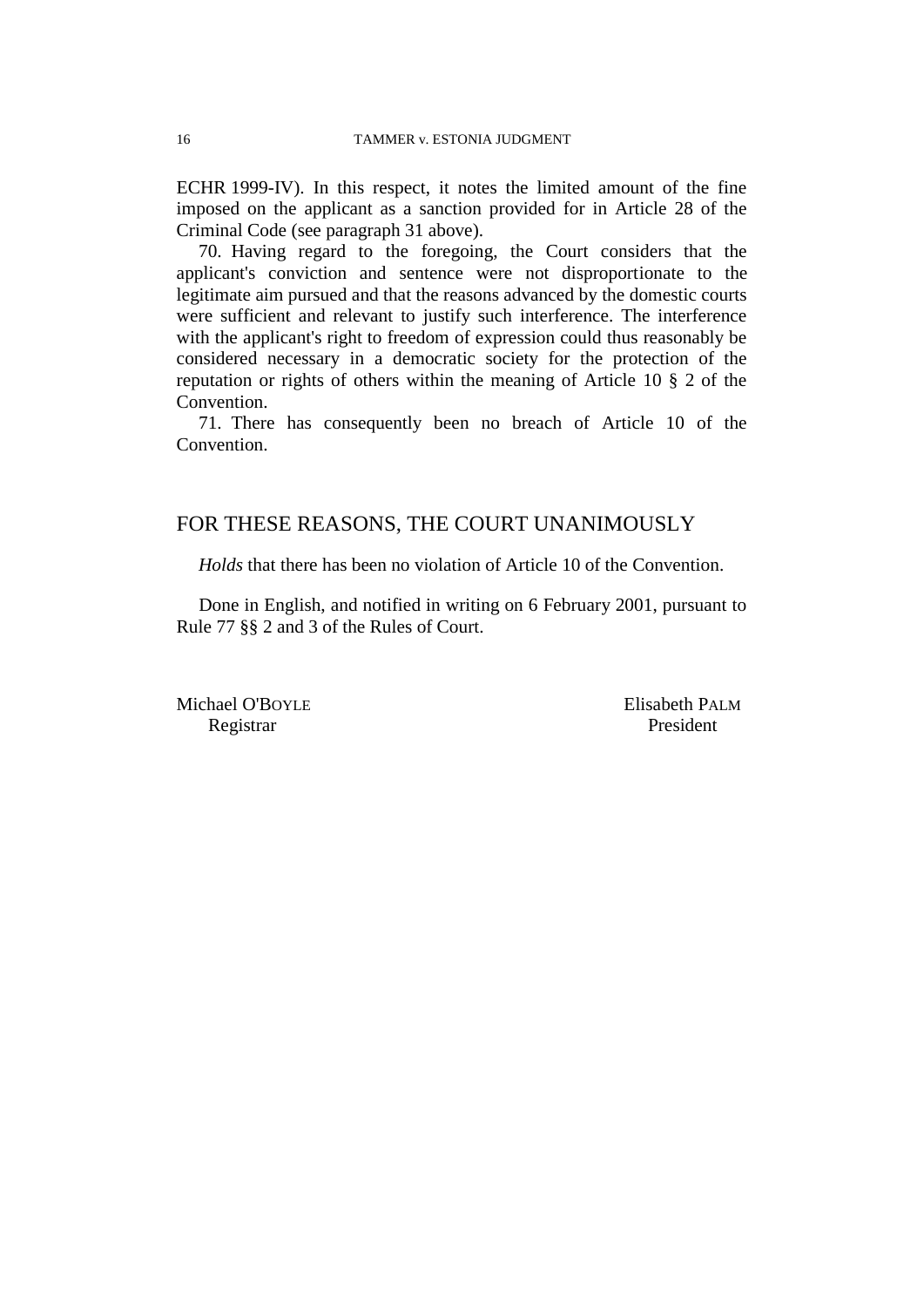ECHR 1999-IV). In this respect, it notes the limited amount of the fine imposed on the applicant as a sanction provided for in Article 28 of the Criminal Code (see paragraph 31 above).

70. Having regard to the foregoing, the Court considers that the applicant's conviction and sentence were not disproportionate to the legitimate aim pursued and that the reasons advanced by the domestic courts were sufficient and relevant to justify such interference. The interference with the applicant's right to freedom of expression could thus reasonably be considered necessary in a democratic society for the protection of the reputation or rights of others within the meaning of Article 10 § 2 of the Convention.

71. There has consequently been no breach of Article 10 of the Convention.

## FOR THESE REASONS, THE COURT UNANIMOUSLY

*Holds* that there has been no violation of Article 10 of the Convention.

Done in English, and notified in writing on 6 February 2001, pursuant to Rule 77 §§ 2 and 3 of the Rules of Court.

Michael O'BOYLE
Registrar

Elisabeth PALM
President